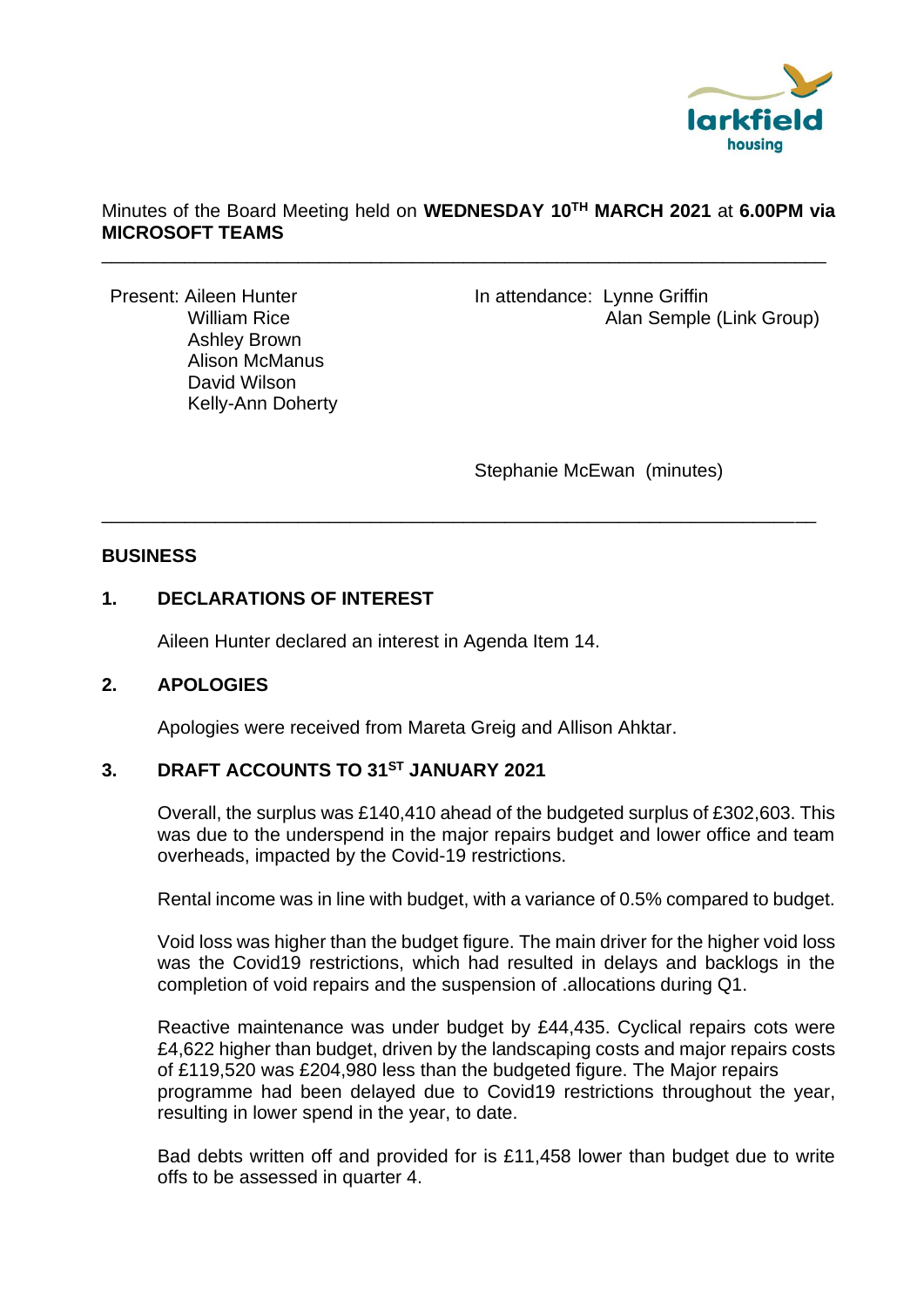larkfield housing

Minutes of the Board Meeting held on **WEDNESDAY 10TH MARCH 2021** at **6.00PM via MICROSOFT TEAMS**

---

Present: Aileen Hunter
William Rice
Ashley Brown
Alison McManus
David Wilson
Kelly-Ann Doherty

In attendance: Lynne Griffin
Alan Semple (Link Group)

Stephanie McEwan (minutes)

---

## BUSINESS

### 1. DECLARATIONS OF INTEREST

Aileen Hunter declared an interest in Agenda Item 14.

### 2. APOLOGIES

Apologies were received from Mareta Greig and Allison Ahktar.

### 3. DRAFT ACCOUNTS TO 31ST JANUARY 2021

Overall, the surplus was £140,410 ahead of the budgeted surplus of £302,603. This was due to the underspend in the major repairs budget and lower office and team overheads, impacted by the Covid-19 restrictions.

Rental income was in line with budget, with a variance of 0.5% compared to budget.

Void loss was higher than the budget figure. The main driver for the higher void loss was the Covid19 restrictions, which had resulted in delays and backlogs in the completion of void repairs and the suspension of .allocations during Q1.

Reactive maintenance was under budget by £44,435. Cyclical repairs cots were £4,622 higher than budget, driven by the landscaping costs and major repairs costs of £119,520 was £204,980 less than the budgeted figure. The Major repairs programme had been delayed due to Covid19 restrictions throughout the year, resulting in lower spend in the year, to date.

Bad debts written off and provided for is £11,458 lower than budget due to write offs to be assessed in quarter 4.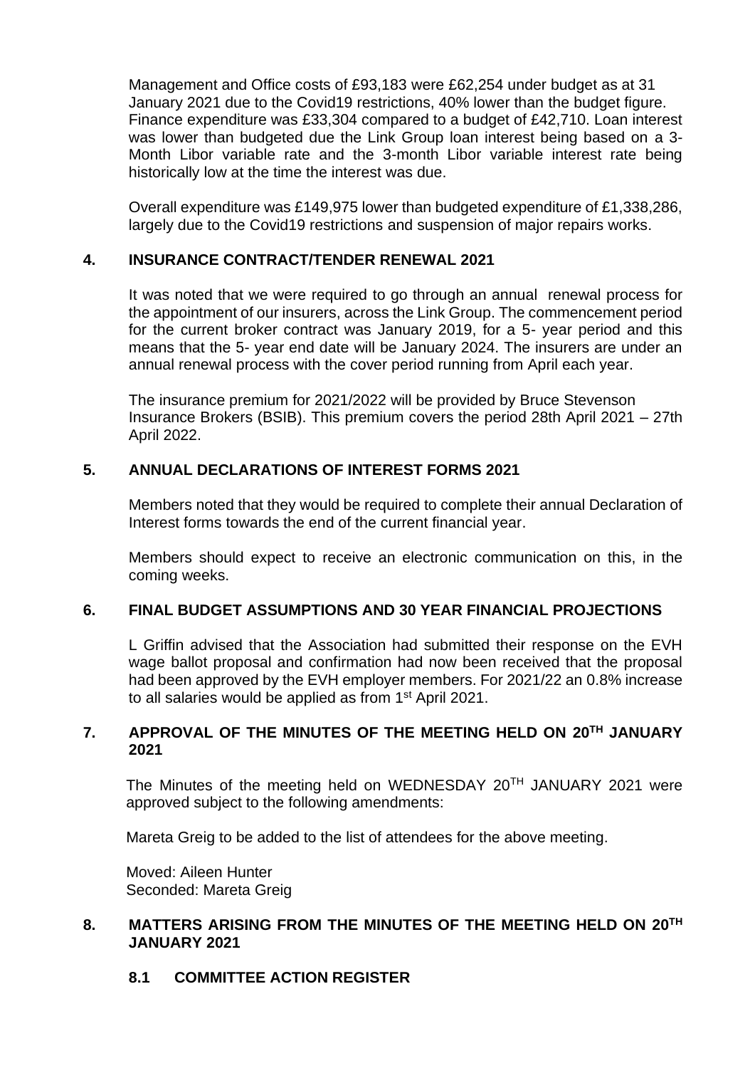Management and Office costs of £93,183 were £62,254 under budget as at 31 January 2021 due to the Covid19 restrictions, 40% lower than the budget figure. Finance expenditure was £33,304 compared to a budget of £42,710. Loan interest was lower than budgeted due the Link Group loan interest being based on a 3-Month Libor variable rate and the 3-month Libor variable interest rate being historically low at the time the interest was due.

Overall expenditure was £149,975 lower than budgeted expenditure of £1,338,286, largely due to the Covid19 restrictions and suspension of major repairs works.

## 4. INSURANCE CONTRACT/TENDER RENEWAL 2021

It was noted that we were required to go through an annual renewal process for the appointment of our insurers, across the Link Group. The commencement period for the current broker contract was January 2019, for a 5- year period and this means that the 5- year end date will be January 2024. The insurers are under an annual renewal process with the cover period running from April each year.

The insurance premium for 2021/2022 will be provided by Bruce Stevenson Insurance Brokers (BSIB). This premium covers the period 28th April 2021 – 27th April 2022.

## 5. ANNUAL DECLARATIONS OF INTEREST FORMS 2021

Members noted that they would be required to complete their annual Declaration of Interest forms towards the end of the current financial year.

Members should expect to receive an electronic communication on this, in the coming weeks.

## 6. FINAL BUDGET ASSUMPTIONS AND 30 YEAR FINANCIAL PROJECTIONS

L Griffin advised that the Association had submitted their response on the EVH wage ballot proposal and confirmation had now been received that the proposal had been approved by the EVH employer members. For 2021/22 an 0.8% increase to all salaries would be applied as from 1st April 2021.

## 7. APPROVAL OF THE MINUTES OF THE MEETING HELD ON 20TH JANUARY 2021

The Minutes of the meeting held on WEDNESDAY 20TH JANUARY 2021 were approved subject to the following amendments:

Mareta Greig to be added to the list of attendees for the above meeting.

Moved: Aileen Hunter
Seconded: Mareta Greig

## 8. MATTERS ARISING FROM THE MINUTES OF THE MEETING HELD ON 20TH JANUARY 2021

### 8.1 COMMITTEE ACTION REGISTER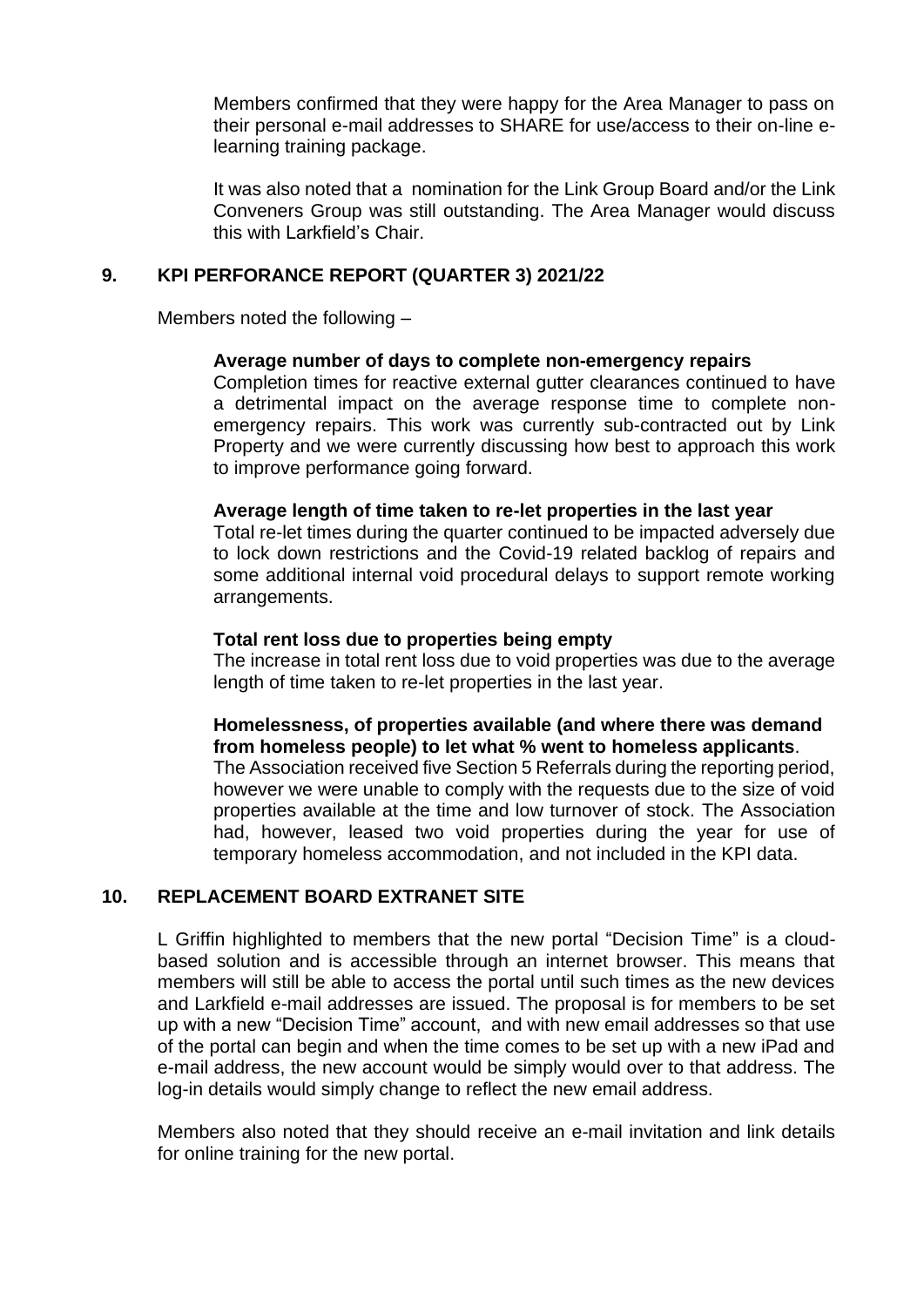Members confirmed that they were happy for the Area Manager to pass on their personal e-mail addresses to SHARE for use/access to their on-line e-learning training package.

It was also noted that a nomination for the Link Group Board and/or the Link Conveners Group was still outstanding. The Area Manager would discuss this with Larkfield's Chair.

## 9. KPI PERFORANCE REPORT (QUARTER 3) 2021/22

Members noted the following –

**Average number of days to complete non-emergency repairs**
Completion times for reactive external gutter clearances continued to have a detrimental impact on the average response time to complete non-emergency repairs. This work was currently sub-contracted out by Link Property and we were currently discussing how best to approach this work to improve performance going forward.

**Average length of time taken to re-let properties in the last year**
Total re-let times during the quarter continued to be impacted adversely due to lock down restrictions and the Covid-19 related backlog of repairs and some additional internal void procedural delays to support remote working arrangements.

**Total rent loss due to properties being empty**
The increase in total rent loss due to void properties was due to the average length of time taken to re-let properties in the last year.

**Homelessness, of properties available (and where there was demand from homeless people) to let what % went to homeless applicants**.
The Association received five Section 5 Referrals during the reporting period, however we were unable to comply with the requests due to the size of void properties available at the time and low turnover of stock. The Association had, however, leased two void properties during the year for use of temporary homeless accommodation, and not included in the KPI data.

## 10. REPLACEMENT BOARD EXTRANET SITE

L Griffin highlighted to members that the new portal "Decision Time" is a cloud-based solution and is accessible through an internet browser. This means that members will still be able to access the portal until such times as the new devices and Larkfield e-mail addresses are issued. The proposal is for members to be set up with a new "Decision Time" account, and with new email addresses so that use of the portal can begin and when the time comes to be set up with a new iPad and e-mail address, the new account would be simply would over to that address. The log-in details would simply change to reflect the new email address.

Members also noted that they should receive an e-mail invitation and link details for online training for the new portal.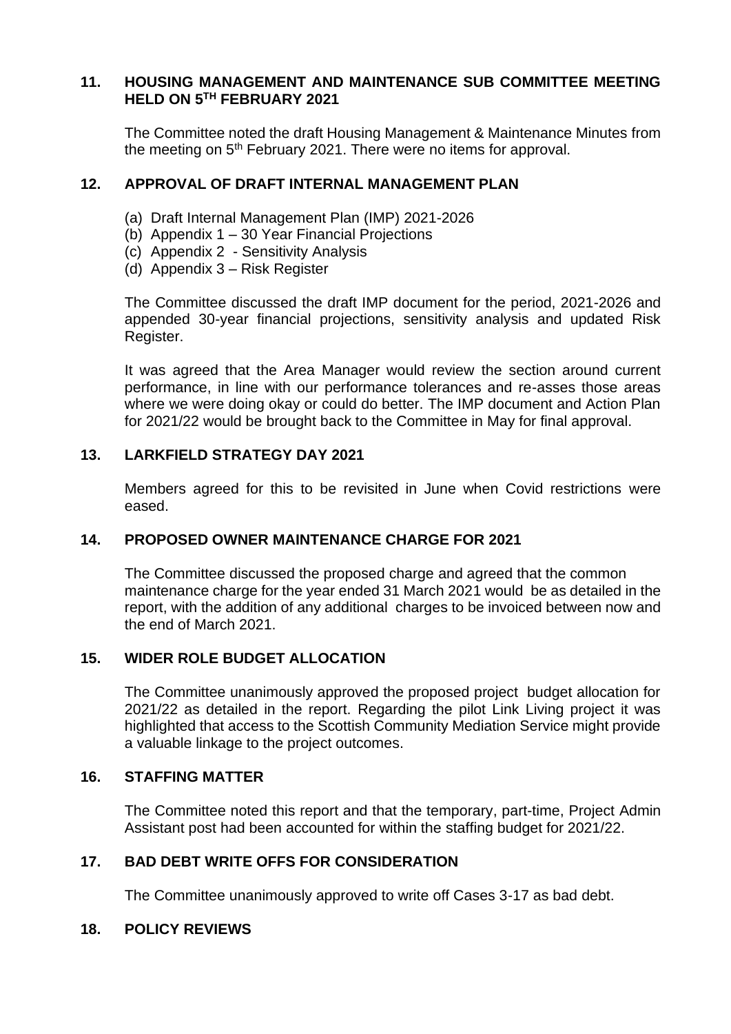## 11. HOUSING MANAGEMENT AND MAINTENANCE SUB COMMITTEE MEETING HELD ON 5TH FEBRUARY 2021

The Committee noted the draft Housing Management & Maintenance Minutes from the meeting on 5th February 2021. There were no items for approval.

## 12. APPROVAL OF DRAFT INTERNAL MANAGEMENT PLAN

(a) Draft Internal Management Plan (IMP) 2021-2026
(b) Appendix 1 – 30 Year Financial Projections
(c) Appendix 2 - Sensitivity Analysis
(d) Appendix 3 – Risk Register

The Committee discussed the draft IMP document for the period, 2021-2026 and appended 30-year financial projections, sensitivity analysis and updated Risk Register.

It was agreed that the Area Manager would review the section around current performance, in line with our performance tolerances and re-asses those areas where we were doing okay or could do better. The IMP document and Action Plan for 2021/22 would be brought back to the Committee in May for final approval.

## 13. LARKFIELD STRATEGY DAY 2021

Members agreed for this to be revisited in June when Covid restrictions were eased.

## 14. PROPOSED OWNER MAINTENANCE CHARGE FOR 2021

The Committee discussed the proposed charge and agreed that the common maintenance charge for the year ended 31 March 2021 would be as detailed in the report, with the addition of any additional charges to be invoiced between now and the end of March 2021.

## 15. WIDER ROLE BUDGET ALLOCATION

The Committee unanimously approved the proposed project budget allocation for 2021/22 as detailed in the report. Regarding the pilot Link Living project it was highlighted that access to the Scottish Community Mediation Service might provide a valuable linkage to the project outcomes.

## 16. STAFFING MATTER

The Committee noted this report and that the temporary, part-time, Project Admin Assistant post had been accounted for within the staffing budget for 2021/22.

## 17. BAD DEBT WRITE OFFS FOR CONSIDERATION

The Committee unanimously approved to write off Cases 3-17 as bad debt.

## 18. POLICY REVIEWS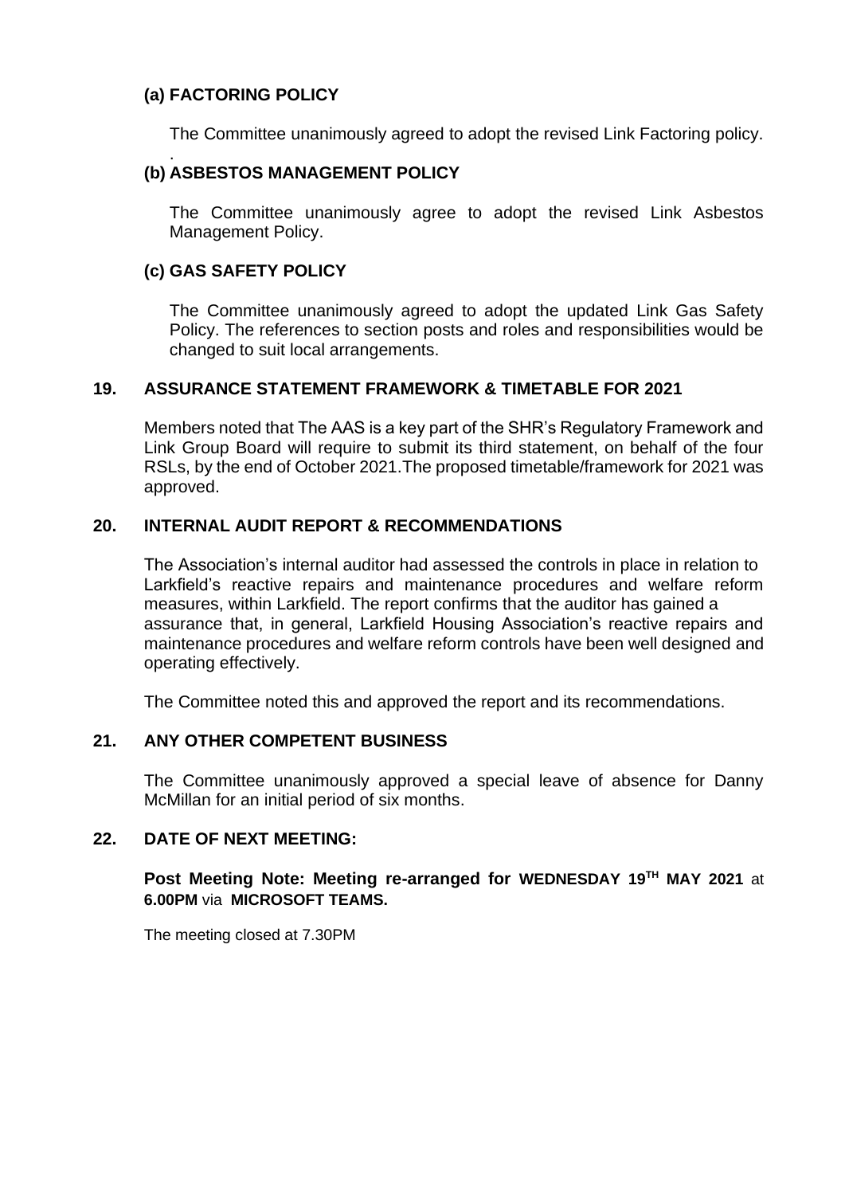**(a) FACTORING POLICY**

The Committee unanimously agreed to adopt the revised Link Factoring policy.
.

**(b) ASBESTOS MANAGEMENT POLICY**

The Committee unanimously agree to adopt the revised Link Asbestos Management Policy.

**(c) GAS SAFETY POLICY**

The Committee unanimously agreed to adopt the updated Link Gas Safety Policy. The references to section posts and roles and responsibilities would be changed to suit local arrangements.

**19. ASSURANCE STATEMENT FRAMEWORK & TIMETABLE FOR 2021**

Members noted that The AAS is a key part of the SHR's Regulatory Framework and Link Group Board will require to submit its third statement, on behalf of the four RSLs, by the end of October 2021.The proposed timetable/framework for 2021 was approved.

**20. INTERNAL AUDIT REPORT & RECOMMENDATIONS**

The Association's internal auditor had assessed the controls in place in relation to Larkfield's reactive repairs and maintenance procedures and welfare reform measures, within Larkfield. The report confirms that the auditor has gained a assurance that, in general, Larkfield Housing Association's reactive repairs and maintenance procedures and welfare reform controls have been well designed and operating effectively.

The Committee noted this and approved the report and its recommendations.

**21. ANY OTHER COMPETENT BUSINESS**

The Committee unanimously approved a special leave of absence for Danny McMillan for an initial period of six months.

**22. DATE OF NEXT MEETING:**

**Post Meeting Note: Meeting re-arranged for WEDNESDAY 19TH MAY 2021** at **6.00PM** via **MICROSOFT TEAMS.**

The meeting closed at 7.30PM